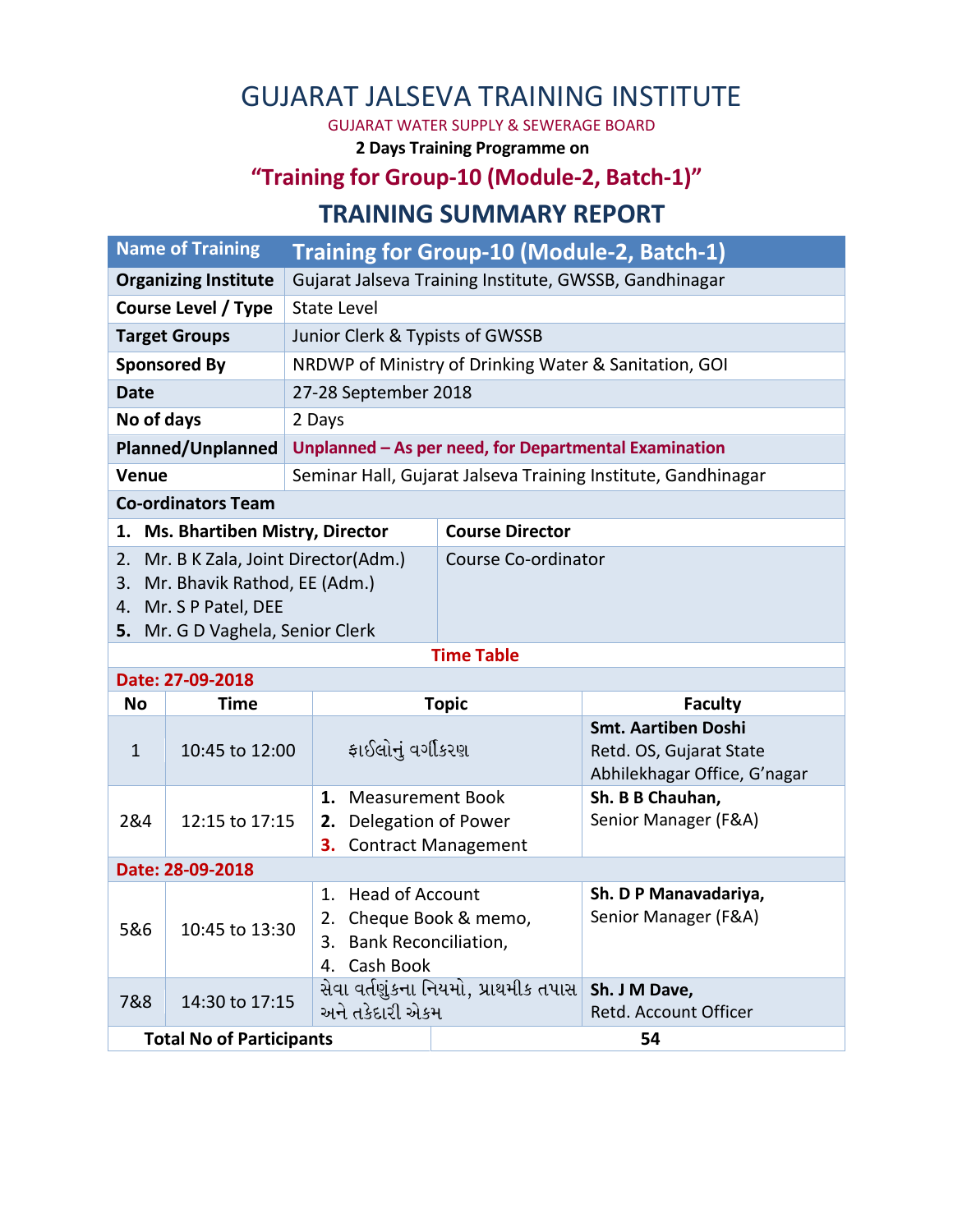# GUJARAT JALSEVA TRAINING INSTITUTE

GUJARAT WATER SUPPLY & SEWERAGE BOARD

**2 Days Training Programme on**

## "Training for Group-10 (Module-2, Batch-1)"

## TRAINING SUMMARY REPORT

| Name of Training | Training for Group-10 (Module-2, Batch-1) |
|---|---|
| **Organizing Institute** | Gujarat Jalseva Training Institute, GWSSB, Gandhinagar |
| **Course Level / Type** | State Level |
| **Target Groups** | Junior Clerk & Typists of GWSSB |
| **Sponsored By** | NRDWP of Ministry of Drinking Water & Sanitation, GOI |
| **Date** | 27-28 September 2018 |
| **No of days** | 2 Days |
| **Planned/Unplanned** | **Unplanned – As per need, for Departmental Examination** |
| **Venue** | Seminar Hall, Gujarat Jalseva Training Institute, Gandhinagar |

**Co-ordinators Team**

| Name | Role |
|---|---|
| **1. Ms. Bhartiben Mistry, Director** | **Course Director** |
| 2. Mr. B K Zala, Joint Director(Adm.)<br>3. Mr. Bhavik Rathod, EE (Adm.)<br>4. Mr. S P Patel, DEE<br>**5.** Mr. G D Vaghela, Senior Clerk | Course Co-ordinator |

**Time Table**

| No | Time | Topic | Faculty |
|---|---|---|---|
| **Date: 27-09-2018** | | | |
| 1 | 10:45 to 12:00 | ફાઈલોનું વર્ગીકરણ | **Smt. Aartiben Doshi**<br>Retd. OS, Gujarat State Abhilekhagar Office, G'nagar |
| 2&4 | 12:15 to 17:15 | **1.** Measurement Book<br>**2.** Delegation of Power<br>**3.** Contract Management | **Sh. B B Chauhan,**<br>Senior Manager (F&A) |
| **Date: 28-09-2018** | | | |
| 5&6 | 10:45 to 13:30 | 1. Head of Account<br>2. Cheque Book & memo,<br>3. Bank Reconciliation,<br>4. Cash Book | **Sh. D P Manavadariya,**<br>Senior Manager (F&A) |
| 7&8 | 14:30 to 17:15 | સેવા વર્તણુંકના નિયમો, પ્રાથમીક તપાસ અને તકેદારી એકમ | **Sh. J M Dave,**<br>Retd. Account Officer |

| **Total No of Participants** | **54** |
|---|---|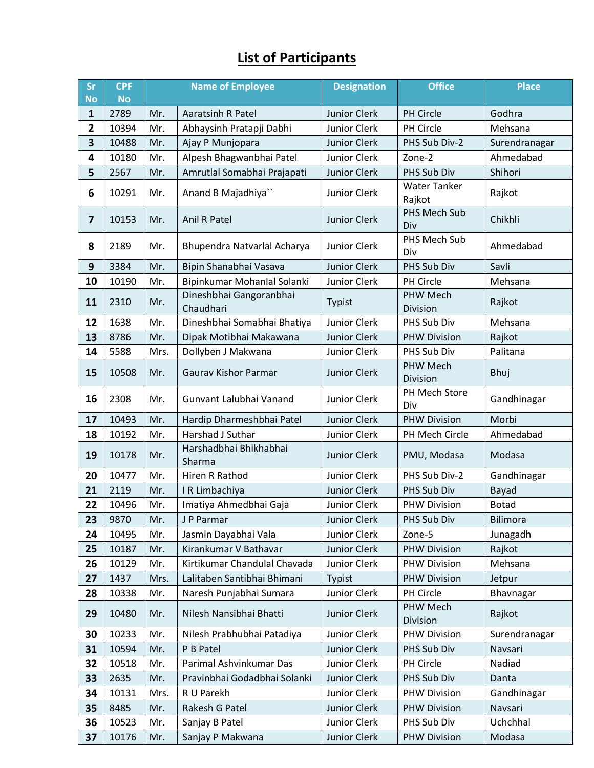# List of Participants

| Sr No | CPF No | Name of Employee | | Designation | Office | Place |
|---|---|---|---|---|---|---|
| 1 | 2789 | Mr. | Aaratsinh R Patel | Junior Clerk | PH Circle | Godhra |
| 2 | 10394 | Mr. | Abhaysinh Pratapji Dabhi | Junior Clerk | PH Circle | Mehsana |
| 3 | 10488 | Mr. | Ajay P Munjopara | Junior Clerk | PHS Sub Div-2 | Surendranagar |
| 4 | 10180 | Mr. | Alpesh Bhagwanbhai Patel | Junior Clerk | Zone-2 | Ahmedabad |
| 5 | 2567 | Mr. | Amrutlal Somabhai Prajapati | Junior Clerk | PHS Sub Div | Shihori |
| 6 | 10291 | Mr. | Anand B Majadhiya`` | Junior Clerk | Water Tanker Rajkot | Rajkot |
| 7 | 10153 | Mr. | Anil R Patel | Junior Clerk | PHS Mech Sub Div | Chikhli |
| 8 | 2189 | Mr. | Bhupendra Natvarlal Acharya | Junior Clerk | PHS Mech Sub Div | Ahmedabad |
| 9 | 3384 | Mr. | Bipin Shanabhai Vasava | Junior Clerk | PHS Sub Div | Savli |
| 10 | 10190 | Mr. | Bipinkumar Mohanlal Solanki | Junior Clerk | PH Circle | Mehsana |
| 11 | 2310 | Mr. | Dineshbhai Gangoranbhai Chaudhari | Typist | PHW Mech Division | Rajkot |
| 12 | 1638 | Mr. | Dineshbhai Somabhai Bhatiya | Junior Clerk | PHS Sub Div | Mehsana |
| 13 | 8786 | Mr. | Dipak Motibhai Makawana | Junior Clerk | PHW Division | Rajkot |
| 14 | 5588 | Mrs. | Dollyben J Makwana | Junior Clerk | PHS Sub Div | Palitana |
| 15 | 10508 | Mr. | Gaurav Kishor Parmar | Junior Clerk | PHW Mech Division | Bhuj |
| 16 | 2308 | Mr. | Gunvant Lalubhai Vanand | Junior Clerk | PH Mech Store Div | Gandhinagar |
| 17 | 10493 | Mr. | Hardip Dharmeshbhai Patel | Junior Clerk | PHW Division | Morbi |
| 18 | 10192 | Mr. | Harshad J Suthar | Junior Clerk | PH Mech Circle | Ahmedabad |
| 19 | 10178 | Mr. | Harshadbhai Bhikhabhai Sharma | Junior Clerk | PMU, Modasa | Modasa |
| 20 | 10477 | Mr. | Hiren R Rathod | Junior Clerk | PHS Sub Div-2 | Gandhinagar |
| 21 | 2119 | Mr. | I R Limbachiya | Junior Clerk | PHS Sub Div | Bayad |
| 22 | 10496 | Mr. | Imatiya Ahmedbhai Gaja | Junior Clerk | PHW Division | Botad |
| 23 | 9870 | Mr. | J P Parmar | Junior Clerk | PHS Sub Div | Bilimora |
| 24 | 10495 | Mr. | Jasmin Dayabhai Vala | Junior Clerk | Zone-5 | Junagadh |
| 25 | 10187 | Mr. | Kirankumar V Bathavar | Junior Clerk | PHW Division | Rajkot |
| 26 | 10129 | Mr. | Kirtikumar Chandulal Chavada | Junior Clerk | PHW Division | Mehsana |
| 27 | 1437 | Mrs. | Lalitaben Santibhai Bhimani | Typist | PHW Division | Jetpur |
| 28 | 10338 | Mr. | Naresh Punjabhai Sumara | Junior Clerk | PH Circle | Bhavnagar |
| 29 | 10480 | Mr. | Nilesh Nansibhai Bhatti | Junior Clerk | PHW Mech Division | Rajkot |
| 30 | 10233 | Mr. | Nilesh Prabhubhai Patadiya | Junior Clerk | PHW Division | Surendranagar |
| 31 | 10594 | Mr. | P B Patel | Junior Clerk | PHS Sub Div | Navsari |
| 32 | 10518 | Mr. | Parimal Ashvinkumar Das | Junior Clerk | PH Circle | Nadiad |
| 33 | 2635 | Mr. | Pravinbhai Godadbhai Solanki | Junior Clerk | PHS Sub Div | Danta |
| 34 | 10131 | Mrs. | R U Parekh | Junior Clerk | PHW Division | Gandhinagar |
| 35 | 8485 | Mr. | Rakesh G Patel | Junior Clerk | PHW Division | Navsari |
| 36 | 10523 | Mr. | Sanjay B Patel | Junior Clerk | PHS Sub Div | Uchchhal |
| 37 | 10176 | Mr. | Sanjay P Makwana | Junior Clerk | PHW Division | Modasa |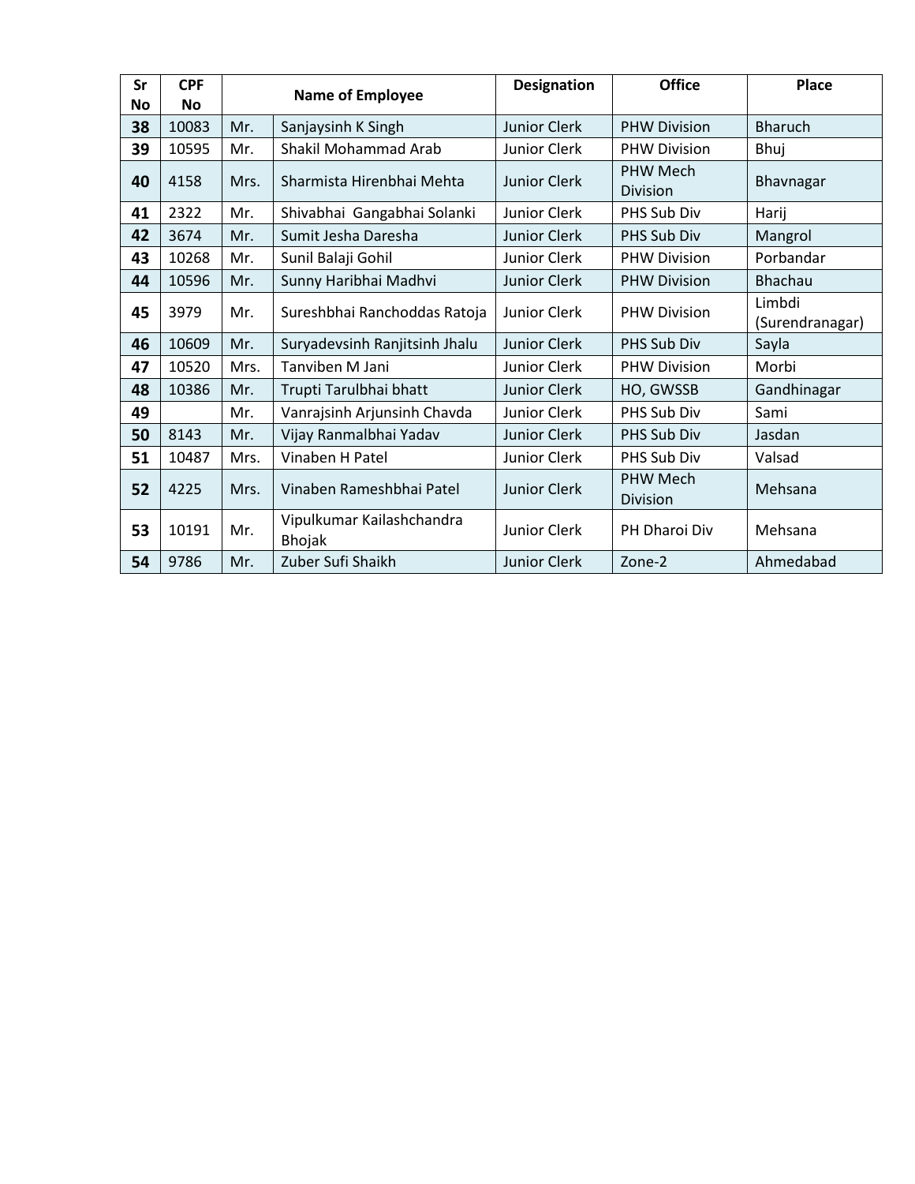| Sr No | CPF No | Name of Employee | | Designation | Office | Place |
|---|---|---|---|---|---|---|
| **38** | 10083 | Mr. | Sanjaysinh K Singh | Junior Clerk | PHW Division | Bharuch |
| **39** | 10595 | Mr. | Shakil Mohammad Arab | Junior Clerk | PHW Division | Bhuj |
| **40** | 4158 | Mrs. | Sharmista Hirenbhai Mehta | Junior Clerk | PHW Mech Division | Bhavnagar |
| **41** | 2322 | Mr. | Shivabhai Gangabhai Solanki | Junior Clerk | PHS Sub Div | Harij |
| **42** | 3674 | Mr. | Sumit Jesha Daresha | Junior Clerk | PHS Sub Div | Mangrol |
| **43** | 10268 | Mr. | Sunil Balaji Gohil | Junior Clerk | PHW Division | Porbandar |
| **44** | 10596 | Mr. | Sunny Haribhai Madhvi | Junior Clerk | PHW Division | Bhachau |
| **45** | 3979 | Mr. | Sureshbhai Ranchoddas Ratoja | Junior Clerk | PHW Division | Limbdi (Surendranagar) |
| **46** | 10609 | Mr. | Suryadevsinh Ranjitsinh Jhalu | Junior Clerk | PHS Sub Div | Sayla |
| **47** | 10520 | Mrs. | Tanviben M Jani | Junior Clerk | PHW Division | Morbi |
| **48** | 10386 | Mr. | Trupti Tarulbhai bhatt | Junior Clerk | HO, GWSSB | Gandhinagar |
| **49** | | Mr. | Vanrajsinh Arjunsinh Chavda | Junior Clerk | PHS Sub Div | Sami |
| **50** | 8143 | Mr. | Vijay Ranmalbhai Yadav | Junior Clerk | PHS Sub Div | Jasdan |
| **51** | 10487 | Mrs. | Vinaben H Patel | Junior Clerk | PHS Sub Div | Valsad |
| **52** | 4225 | Mrs. | Vinaben Rameshbhai Patel | Junior Clerk | PHW Mech Division | Mehsana |
| **53** | 10191 | Mr. | Vipulkumar Kailashchandra Bhojak | Junior Clerk | PH Dharoi Div | Mehsana |
| **54** | 9786 | Mr. | Zuber Sufi Shaikh | Junior Clerk | Zone-2 | Ahmedabad |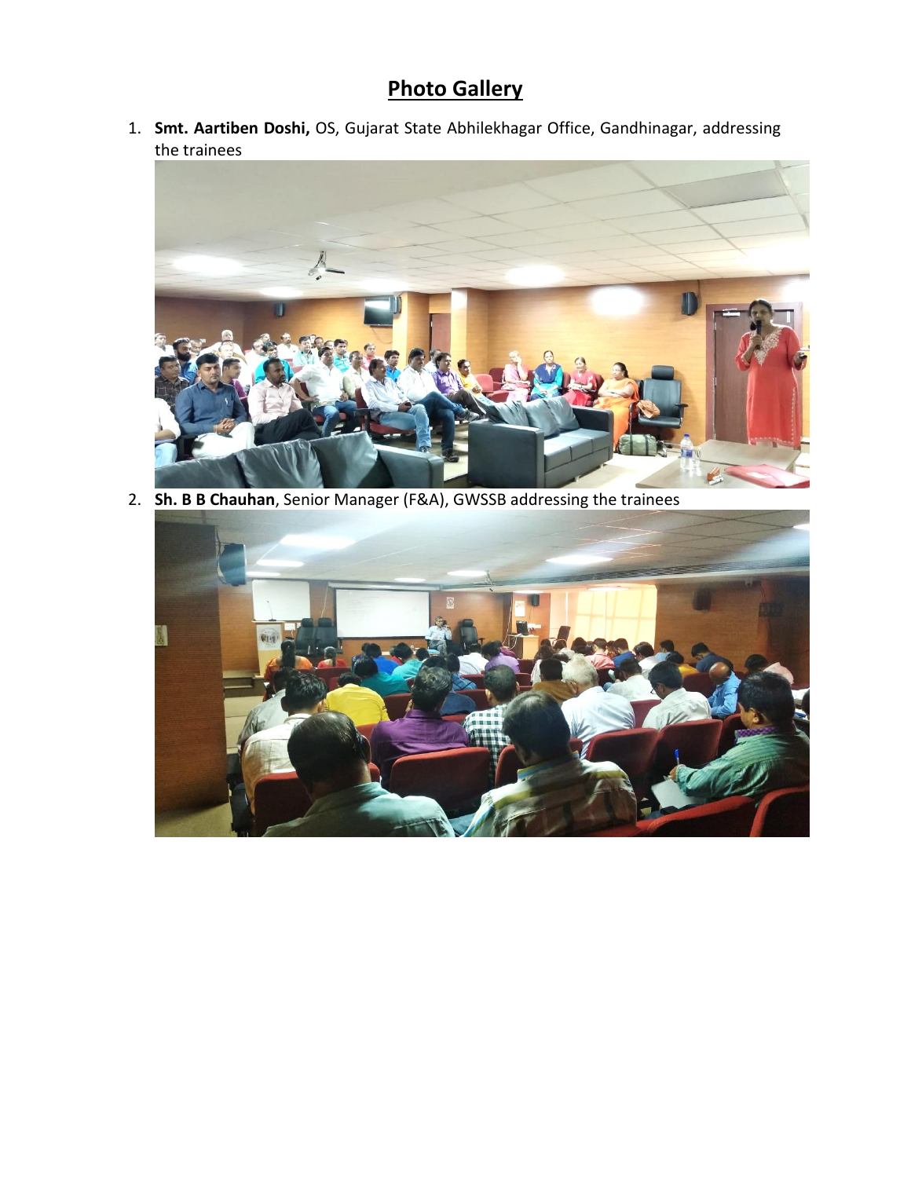# Photo Gallery

1. **Smt. Aartiben Doshi,** OS, Gujarat State Abhilekhagar Office, Gandhinagar, addressing the trainees

2. **Sh. B B Chauhan**, Senior Manager (F&A), GWSSB addressing the trainees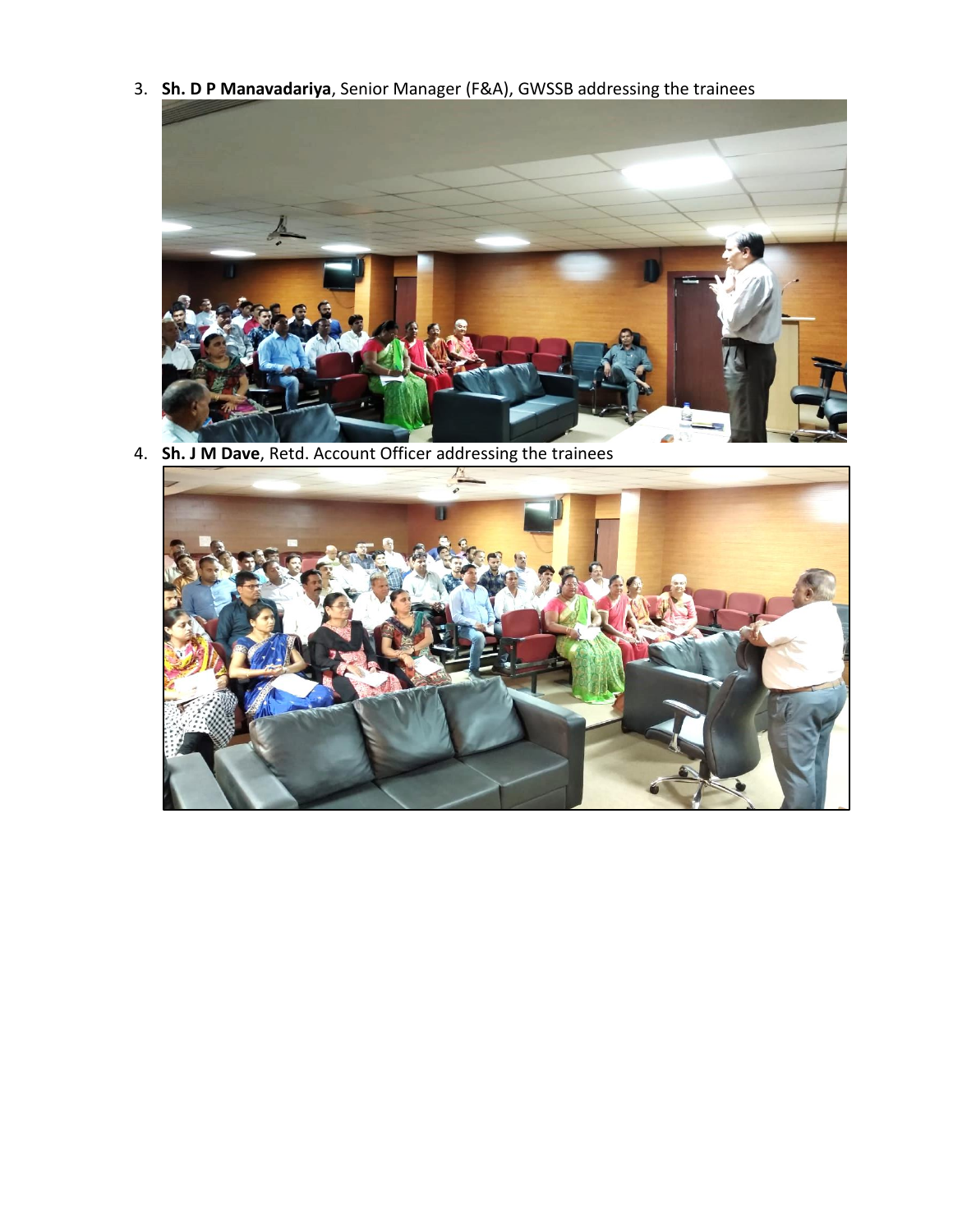3. **Sh. D P Manavadariya**, Senior Manager (F&A), GWSSB addressing the trainees

4. **Sh. J M Dave**, Retd. Account Officer addressing the trainees